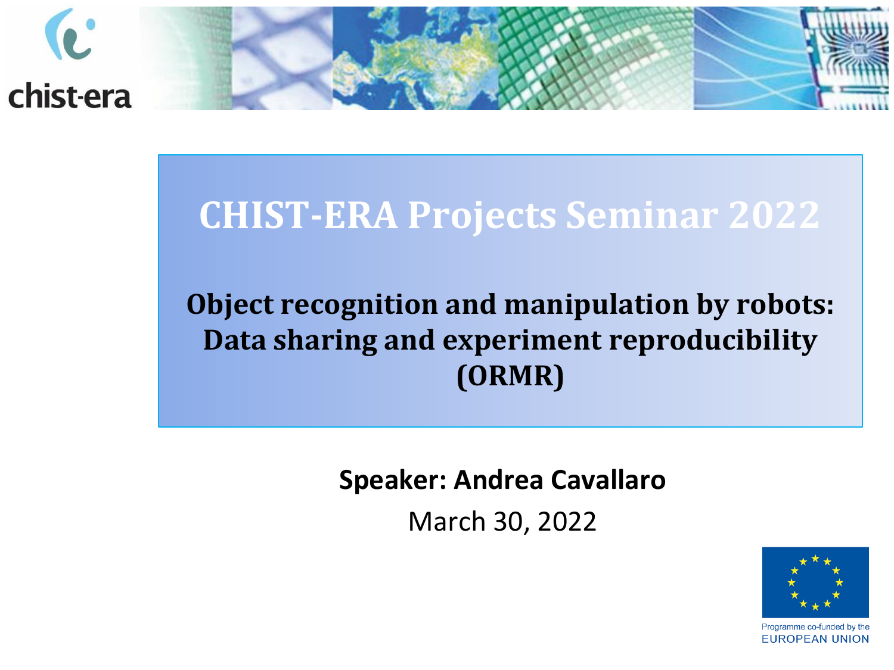chist-era

# CHIST-ERA Projects Seminar 2022

## Object recognition and manipulation by robots: Data sharing and experiment reproducibility (ORMR)

**Speaker: Andrea Cavallaro**

March 30, 2022

Programme co-funded by the EUROPEAN UNION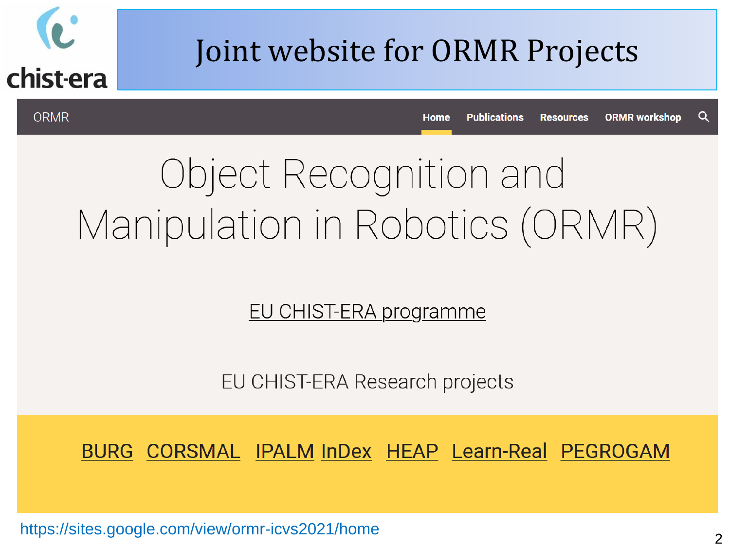# Joint website for ORMR Projects

ORMR — Home | Publications | Resources | ORMR workshop

## Object Recognition and Manipulation in Robotics (ORMR)

EU CHIST-ERA programme

EU CHIST-ERA Research projects

BURG CORSMAL IPALM InDex HEAP Learn-Real PEGROGAM

https://sites.google.com/view/ormr-icvs2021/home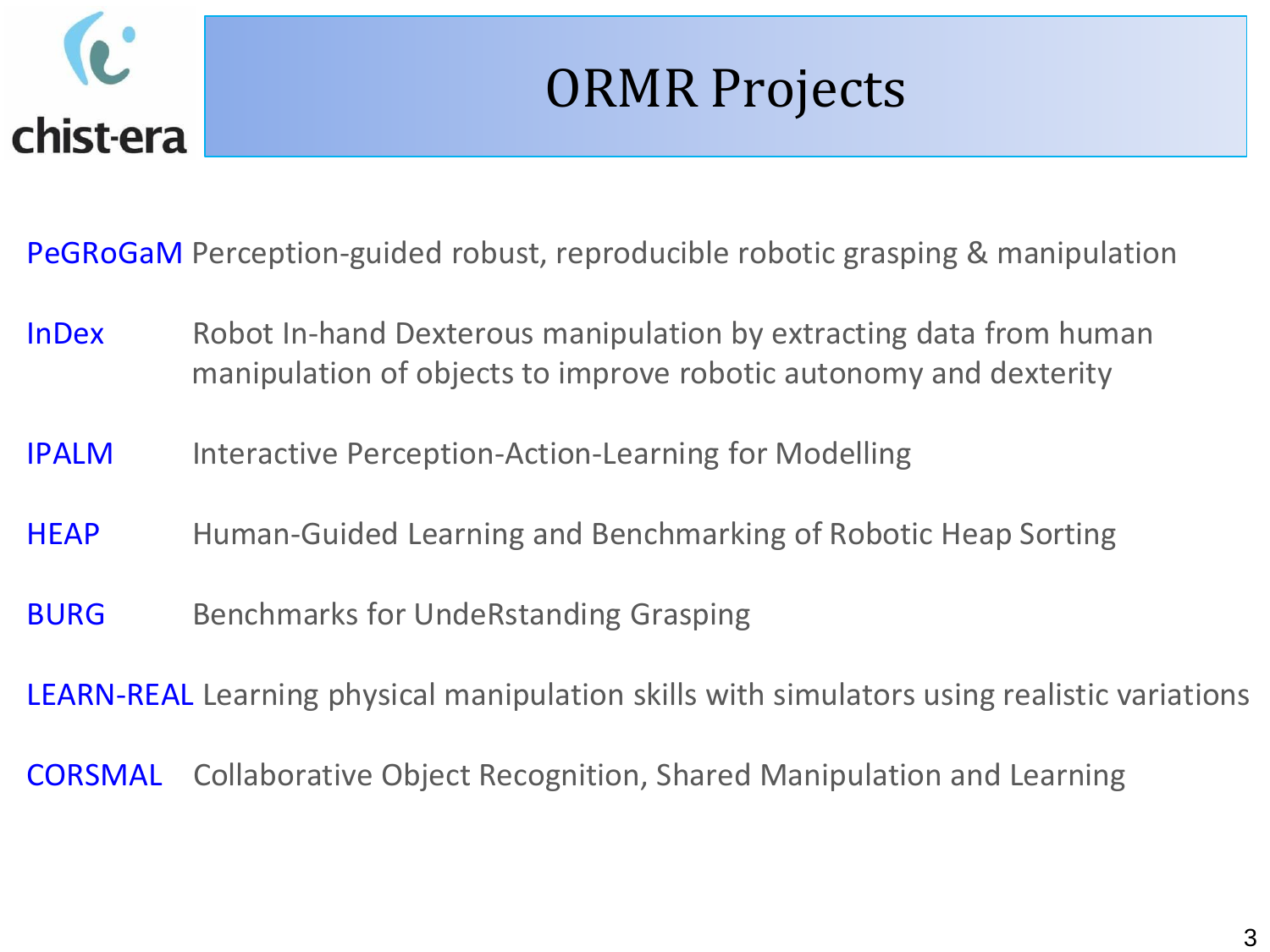chist-era

# ORMR Projects

| | |
|---|---|
| PeGRoGaM | Perception-guided robust, reproducible robotic grasping & manipulation |
| InDex | Robot In-hand Dexterous manipulation by extracting data from human manipulation of objects to improve robotic autonomy and dexterity |
| IPALM | Interactive Perception-Action-Learning for Modelling |
| HEAP | Human-Guided Learning and Benchmarking of Robotic Heap Sorting |
| BURG | Benchmarks for UndeRstanding Grasping |
| LEARN-REAL | Learning physical manipulation skills with simulators using realistic variations |
| CORSMAL | Collaborative Object Recognition, Shared Manipulation and Learning |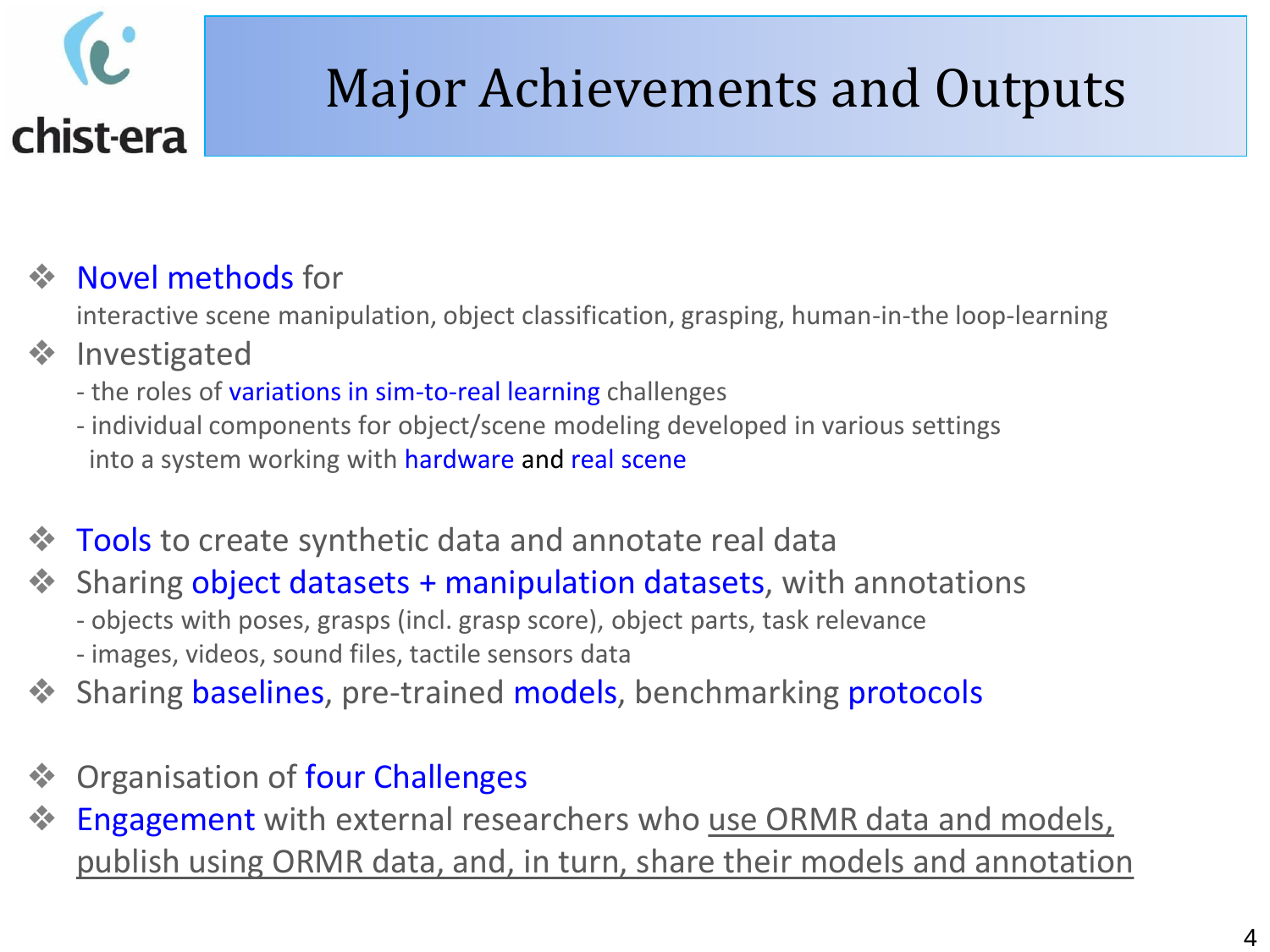# Major Achievements and Outputs

- Novel methods for
  interactive scene manipulation, object classification, grasping, human-in-the loop-learning
- Investigated
  - the roles of variations in sim-to-real learning challenges
  - individual components for object/scene modeling developed in various settings into a system working with hardware and real scene

- Tools to create synthetic data and annotate real data
- Sharing object datasets + manipulation datasets, with annotations
  - objects with poses, grasps (incl. grasp score), object parts, task relevance
  - images, videos, sound files, tactile sensors data
- Sharing baselines, pre-trained models, benchmarking protocols

- Organisation of four Challenges
- Engagement with external researchers who use ORMR data and models, publish using ORMR data, and, in turn, share their models and annotation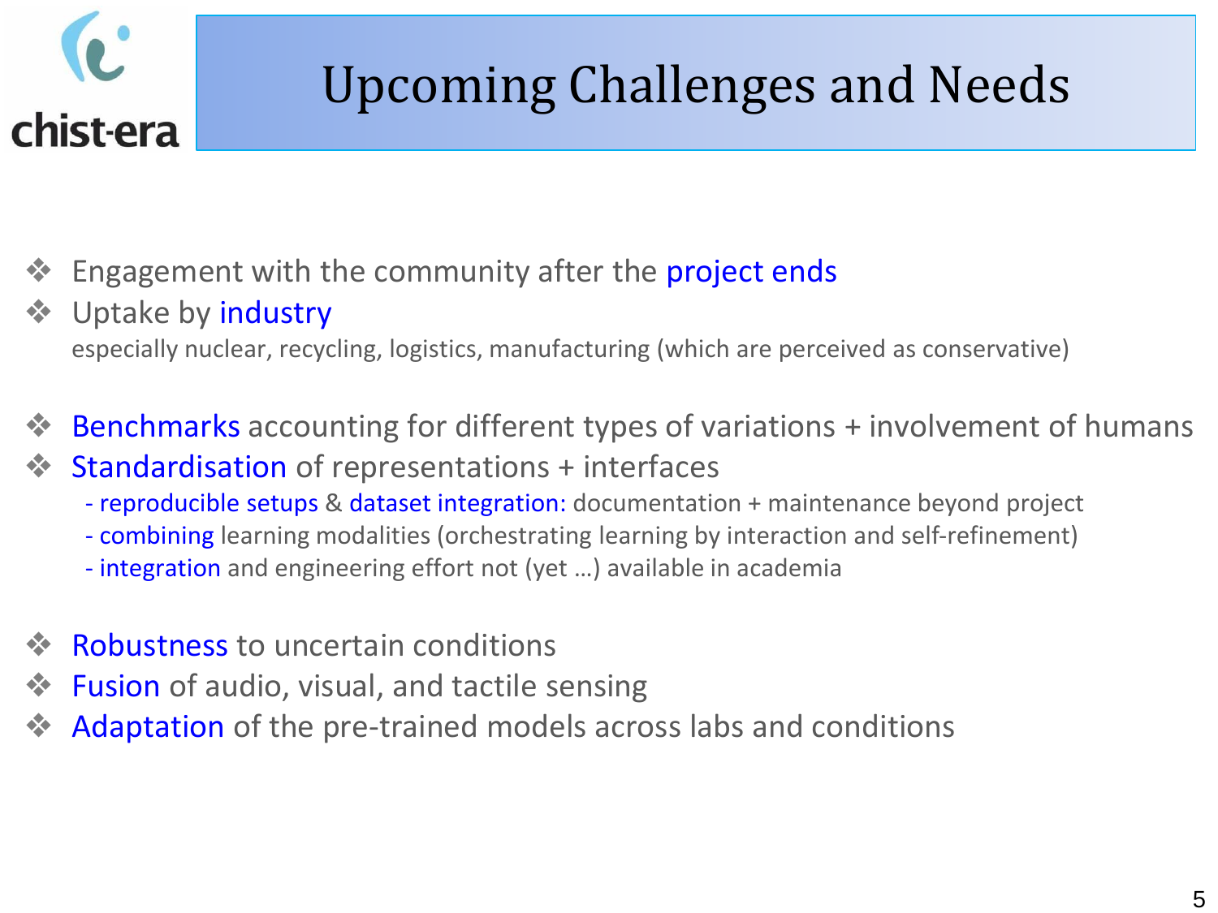# Upcoming Challenges and Needs

- Engagement with the community after the project ends
- Uptake by industry
  especially nuclear, recycling, logistics, manufacturing (which are perceived as conservative)

- Benchmarks accounting for different types of variations + involvement of humans
- Standardisation of representations + interfaces
  - reproducible setups & dataset integration: documentation + maintenance beyond project
  - combining learning modalities (orchestrating learning by interaction and self-refinement)
  - integration and engineering effort not (yet …) available in academia

- Robustness to uncertain conditions
- Fusion of audio, visual, and tactile sensing
- Adaptation of the pre-trained models across labs and conditions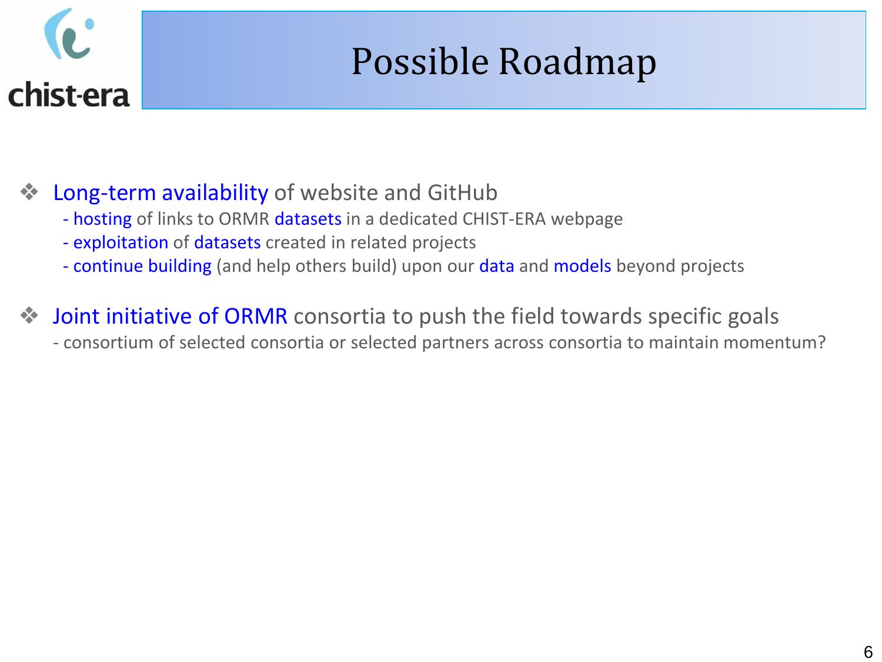# Possible Roadmap

- Long-term availability of website and GitHub
  - hosting of links to ORMR datasets in a dedicated CHIST-ERA webpage
  - exploitation of datasets created in related projects
  - continue building (and help others build) upon our data and models beyond projects

- Joint initiative of ORMR consortia to push the field towards specific goals
  - consortium of selected consortia or selected partners across consortia to maintain momentum?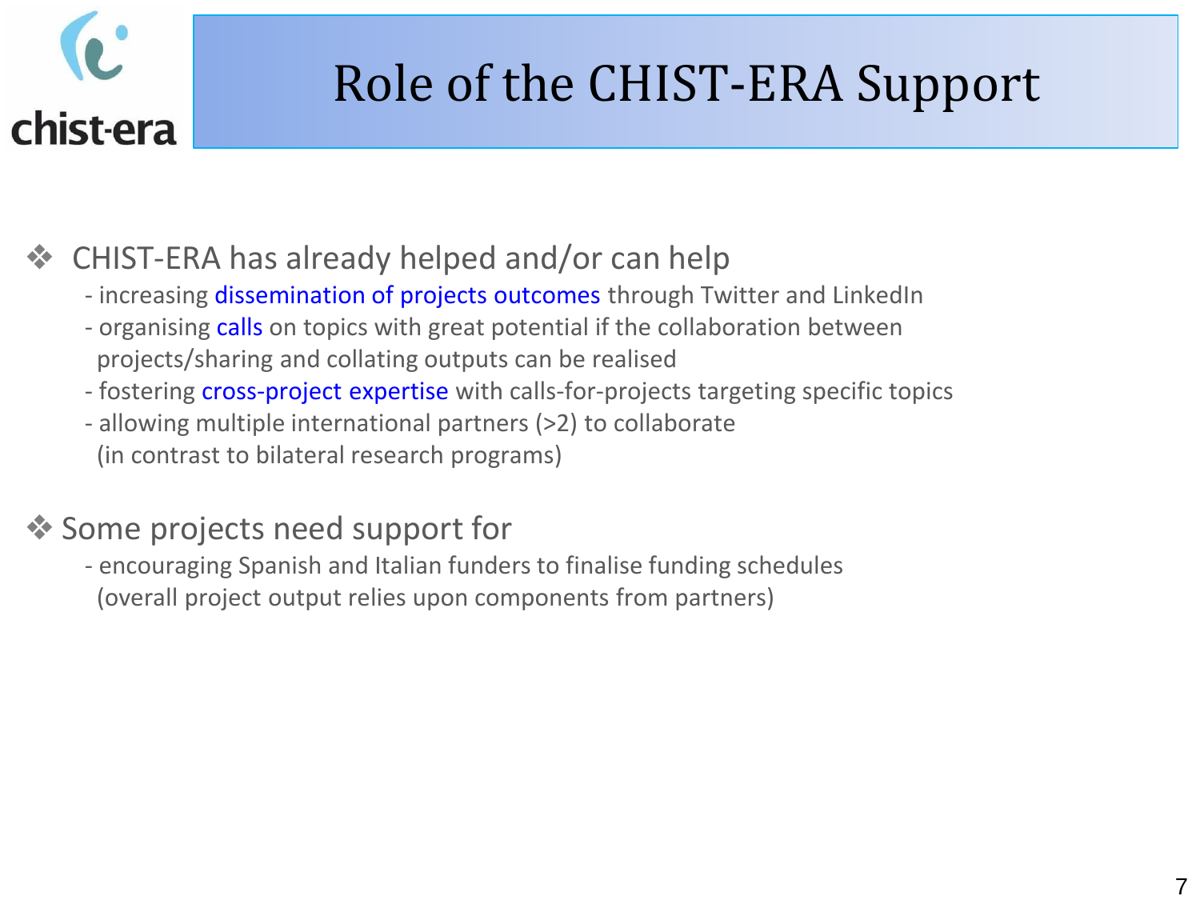# Role of the CHIST-ERA Support

- CHIST-ERA has already helped and/or can help
  - increasing dissemination of projects outcomes through Twitter and LinkedIn
  - organising calls on topics with great potential if the collaboration between projects/sharing and collating outputs can be realised
  - fostering cross-project expertise with calls-for-projects targeting specific topics
  - allowing multiple international partners (>2) to collaborate (in contrast to bilateral research programs)

- Some projects need support for
  - encouraging Spanish and Italian funders to finalise funding schedules (overall project output relies upon components from partners)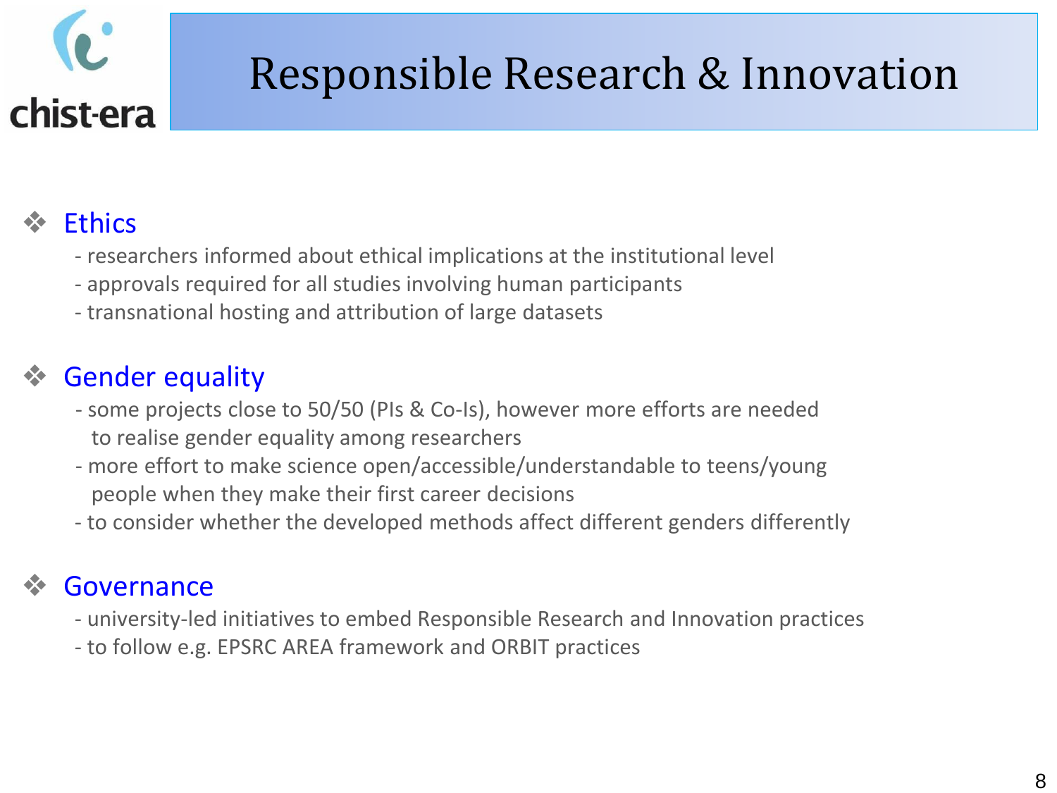# Responsible Research & Innovation

## Ethics

- researchers informed about ethical implications at the institutional level
- approvals required for all studies involving human participants
- transnational hosting and attribution of large datasets

## Gender equality

- some projects close to 50/50 (PIs & Co-Is), however more efforts are needed to realise gender equality among researchers
- more effort to make science open/accessible/understandable to teens/young people when they make their first career decisions
- to consider whether the developed methods affect different genders differently

## Governance

- university-led initiatives to embed Responsible Research and Innovation practices
- to follow e.g. EPSRC AREA framework and ORBIT practices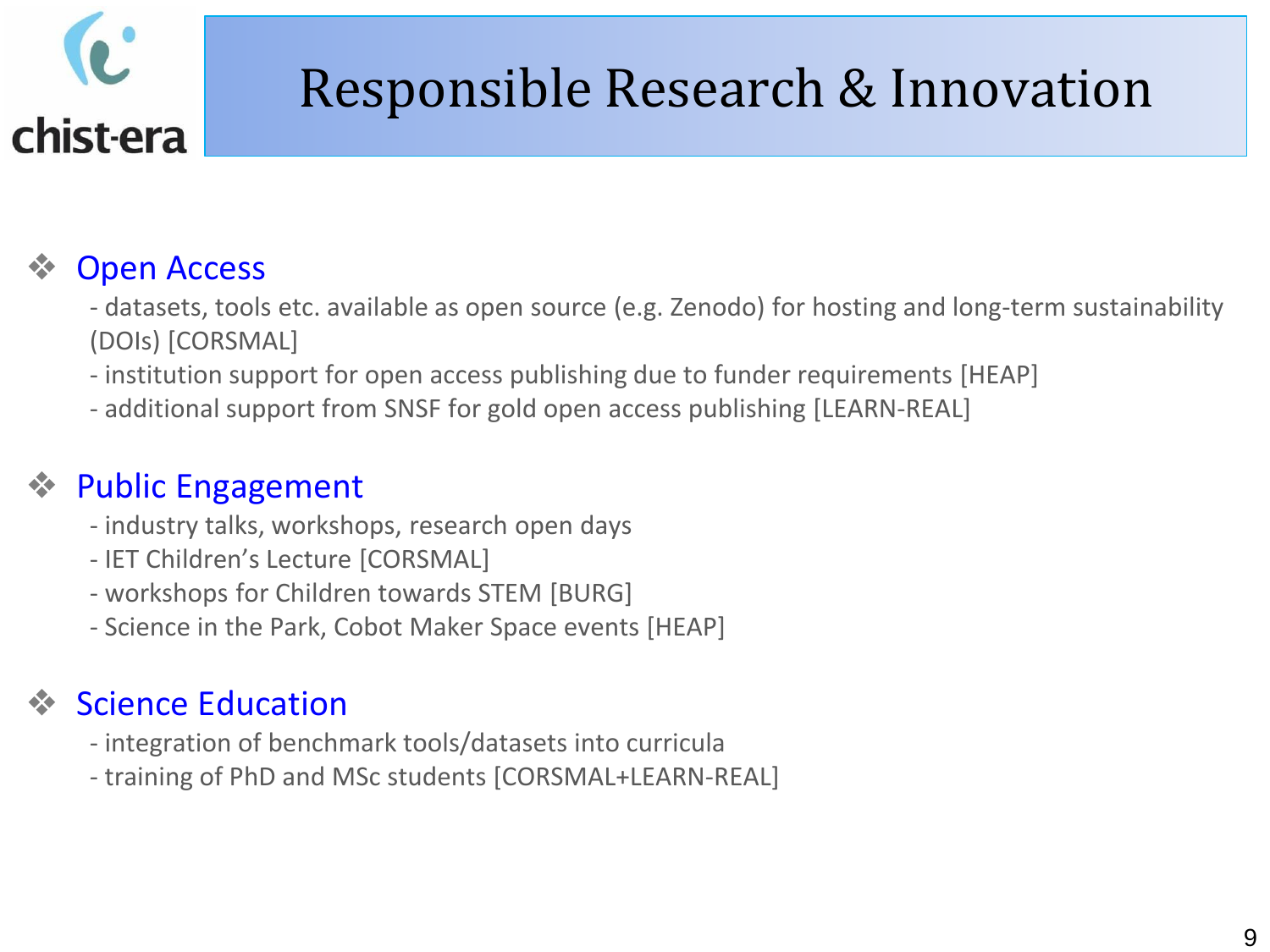# Responsible Research & Innovation

## Open Access

- datasets, tools etc. available as open source (e.g. Zenodo) for hosting and long-term sustainability (DOIs) [CORSMAL]
- institution support for open access publishing due to funder requirements [HEAP]
- additional support from SNSF for gold open access publishing [LEARN-REAL]

## Public Engagement

- industry talks, workshops, research open days
- IET Children's Lecture [CORSMAL]
- workshops for Children towards STEM [BURG]
- Science in the Park, Cobot Maker Space events [HEAP]

## Science Education

- integration of benchmark tools/datasets into curricula
- training of PhD and MSc students [CORSMAL+LEARN-REAL]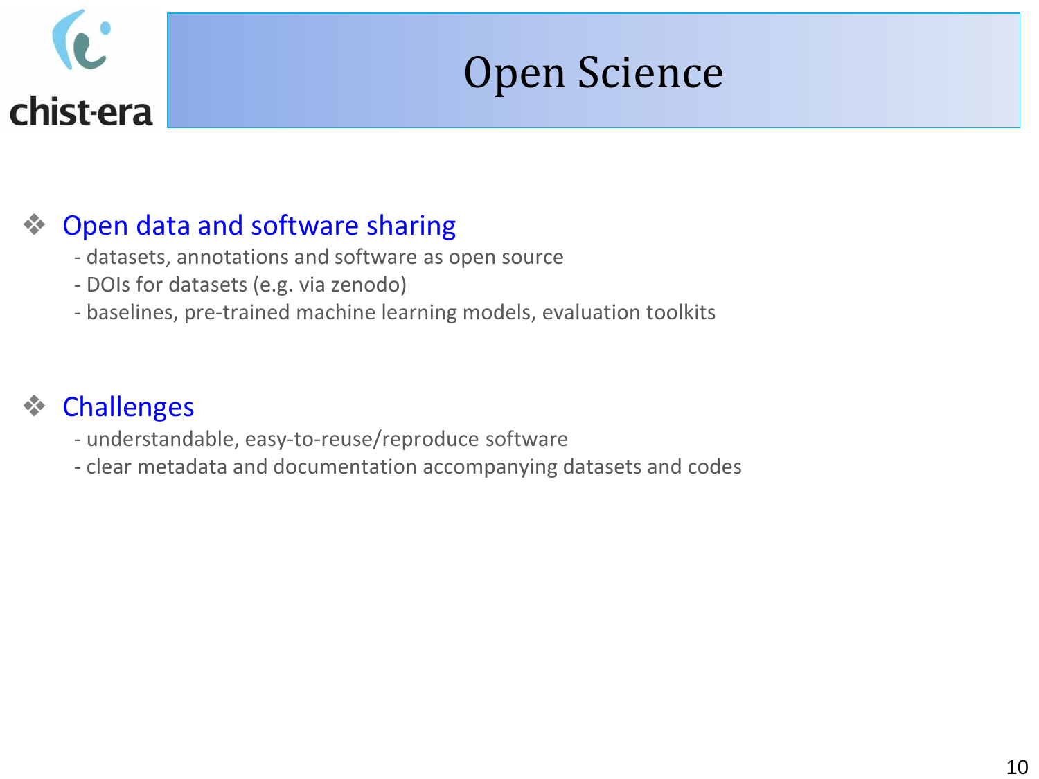# Open Science

- **Open data and software sharing**
  - datasets, annotations and software as open source
  - DOIs for datasets (e.g. via zenodo)
  - baselines, pre-trained machine learning models, evaluation toolkits

- **Challenges**
  - understandable, easy-to-reuse/reproduce software
  - clear metadata and documentation accompanying datasets and codes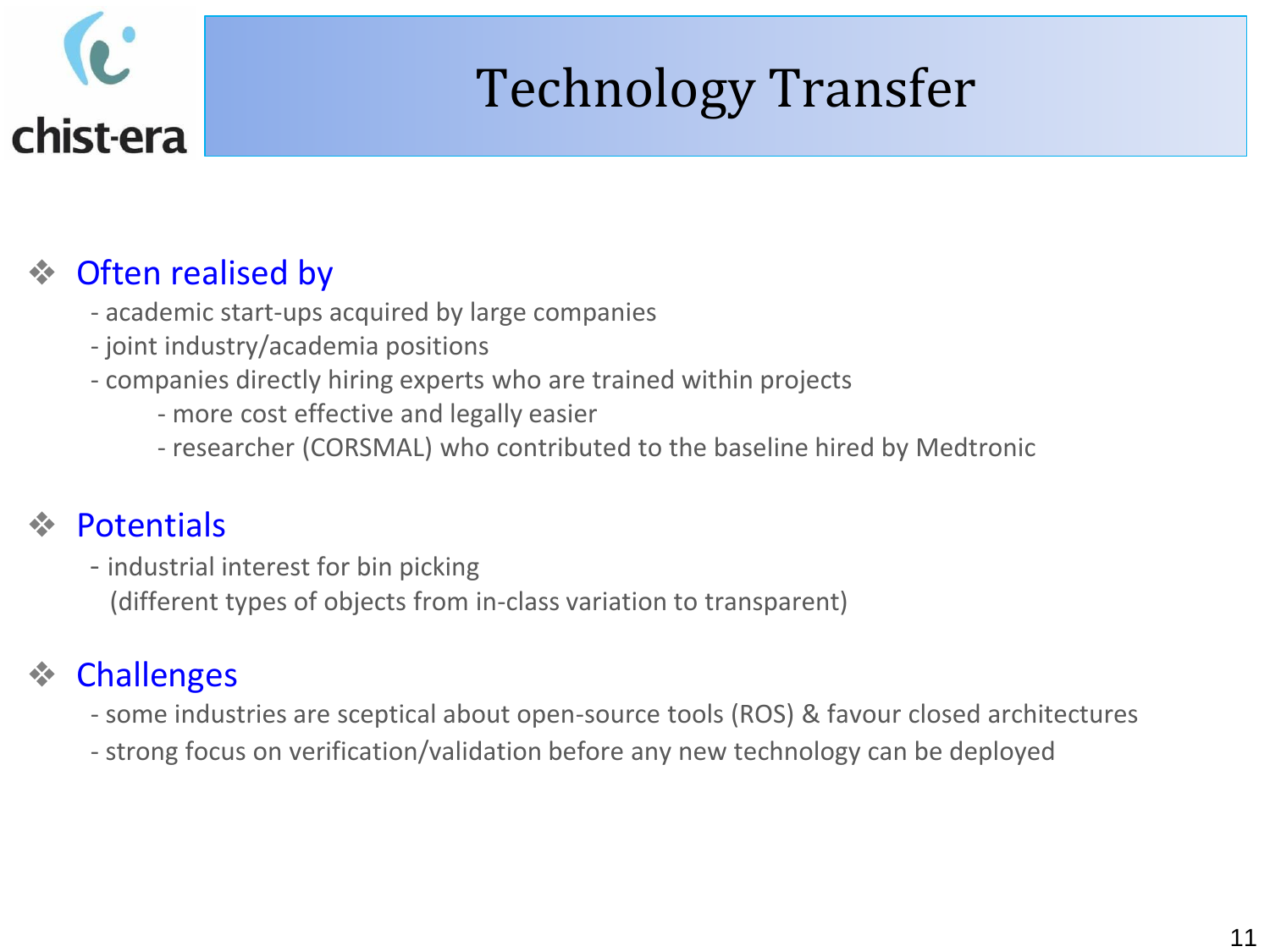# Technology Transfer

## Often realised by

- academic start-ups acquired by large companies
- joint industry/academia positions
- companies directly hiring experts who are trained within projects
    - more cost effective and legally easier
    - researcher (CORSMAL) who contributed to the baseline hired by Medtronic

## Potentials

- industrial interest for bin picking
  (different types of objects from in-class variation to transparent)

## Challenges

- some industries are sceptical about open-source tools (ROS) & favour closed architectures
- strong focus on verification/validation before any new technology can be deployed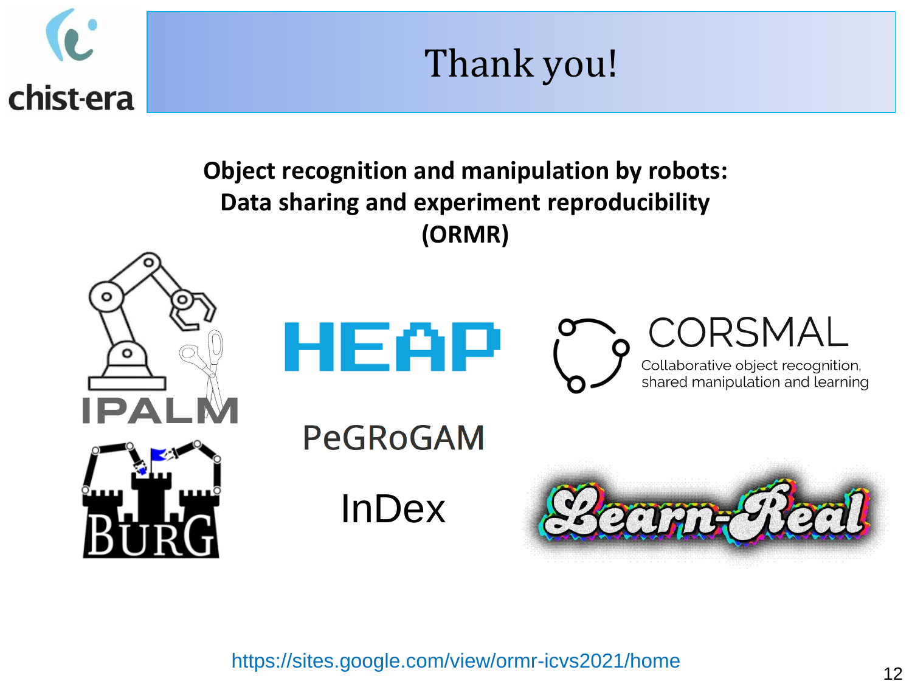# Thank you!

**Object recognition and manipulation by robots: Data sharing and experiment reproducibility (ORMR)**

IPALM

HEAP

CORSMAL
Collaborative object recognition, shared manipulation and learning

PeGRoGAM

BURG

InDex

Learn-Real

https://sites.google.com/view/ormr-icvs2021/home